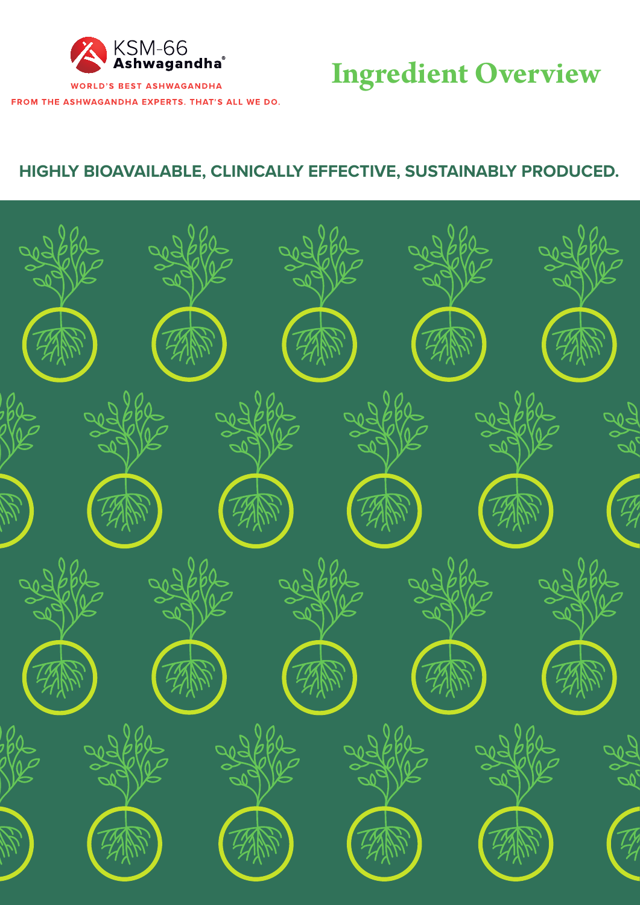KSM-66 Ashwagandha®

WORLD'S BEST ASHWAGANDHA

FROM THE ASHWAGANDHA EXPERTS. THAT'S ALL WE DO.

# Ingredient Overview

## HIGHLY BIOAVAILABLE, CLINICALLY EFFECTIVE, SUSTAINABLY PRODUCED.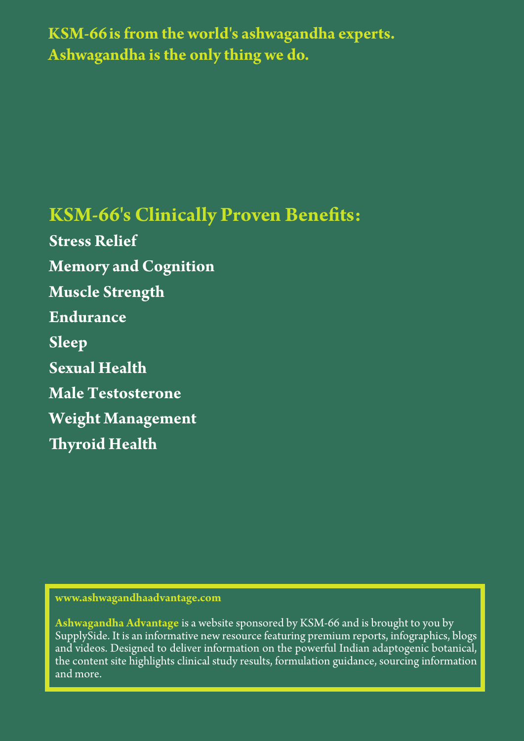**KSM-66 is from the world's ashwagandha experts. Ashwagandha is the only thing we do.**

## KSM-66's Clinically Proven Benefits:

**Stress Relief**

**Memory and Cognition**

**Muscle Strength**

**Endurance**

**Sleep**

**Sexual Health**

**Male Testosterone**

**Weight Management**

**Thyroid Health**

**www.ashwagandhaadvantage.com**

**Ashwagandha Advantage** is a website sponsored by KSM-66 and is brought to you by SupplySide. It is an informative new resource featuring premium reports, infographics, blogs and videos. Designed to deliver information on the powerful Indian adaptogenic botanical, the content site highlights clinical study results, formulation guidance, sourcing information and more.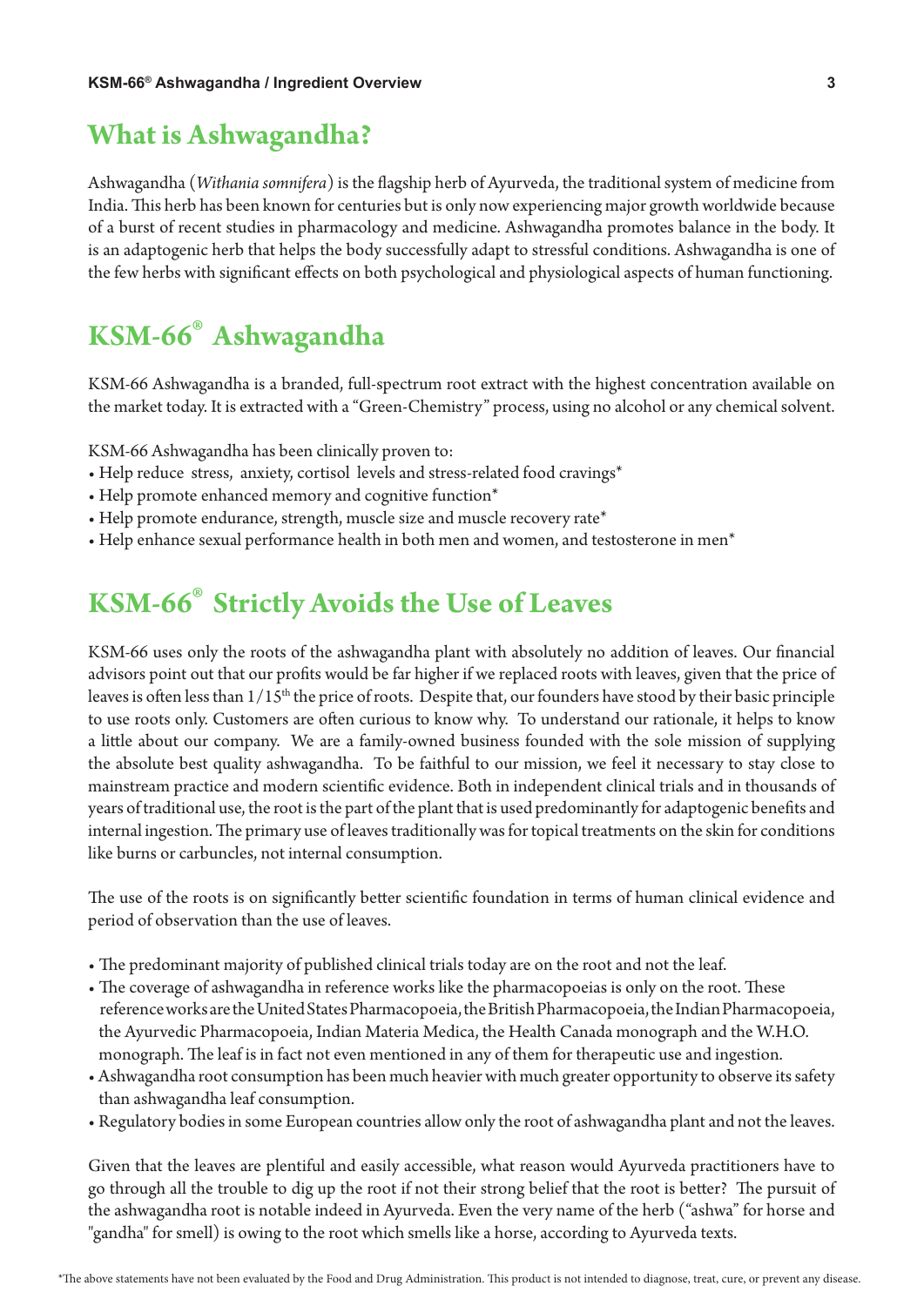## What is Ashwagandha?

Ashwagandha (*Withania somnifera*) is the flagship herb of Ayurveda, the traditional system of medicine from India. This herb has been known for centuries but is only now experiencing major growth worldwide because of a burst of recent studies in pharmacology and medicine. Ashwagandha promotes balance in the body. It is an adaptogenic herb that helps the body successfully adapt to stressful conditions. Ashwagandha is one of the few herbs with significant effects on both psychological and physiological aspects of human functioning.

## KSM-66® Ashwagandha

KSM-66 Ashwagandha is a branded, full-spectrum root extract with the highest concentration available on the market today. It is extracted with a "Green-Chemistry" process, using no alcohol or any chemical solvent.

KSM-66 Ashwagandha has been clinically proven to:

- Help reduce stress, anxiety, cortisol levels and stress-related food cravings*
- Help promote enhanced memory and cognitive function*
- Help promote endurance, strength, muscle size and muscle recovery rate*
- Help enhance sexual performance health in both men and women, and testosterone in men*

## KSM-66® Strictly Avoids the Use of Leaves

KSM-66 uses only the roots of the ashwagandha plant with absolutely no addition of leaves. Our financial advisors point out that our profits would be far higher if we replaced roots with leaves, given that the price of leaves is often less than 1/15th the price of roots. Despite that, our founders have stood by their basic principle to use roots only. Customers are often curious to know why. To understand our rationale, it helps to know a little about our company. We are a family-owned business founded with the sole mission of supplying the absolute best quality ashwagandha. To be faithful to our mission, we feel it necessary to stay close to mainstream practice and modern scientific evidence. Both in independent clinical trials and in thousands of years of traditional use, the root is the part of the plant that is used predominantly for adaptogenic benefits and internal ingestion. The primary use of leaves traditionally was for topical treatments on the skin for conditions like burns or carbuncles, not internal consumption.

The use of the roots is on significantly better scientific foundation in terms of human clinical evidence and period of observation than the use of leaves.

- The predominant majority of published clinical trials today are on the root and not the leaf.
- The coverage of ashwagandha in reference works like the pharmacopoeias is only on the root. These reference works are the United States Pharmacopoeia, the British Pharmacopoeia, the Indian Pharmacopoeia, the Ayurvedic Pharmacopoeia, Indian Materia Medica, the Health Canada monograph and the W.H.O. monograph. The leaf is in fact not even mentioned in any of them for therapeutic use and ingestion.
- Ashwagandha root consumption has been much heavier with much greater opportunity to observe its safety than ashwagandha leaf consumption.
- Regulatory bodies in some European countries allow only the root of ashwagandha plant and not the leaves.

Given that the leaves are plentiful and easily accessible, what reason would Ayurveda practitioners have to go through all the trouble to dig up the root if not their strong belief that the root is better? The pursuit of the ashwagandha root is notable indeed in Ayurveda. Even the very name of the herb ("ashwa" for horse and "gandha" for smell) is owing to the root which smells like a horse, according to Ayurveda texts.

*The above statements have not been evaluated by the Food and Drug Administration. This product is not intended to diagnose, treat, cure, or prevent any disease.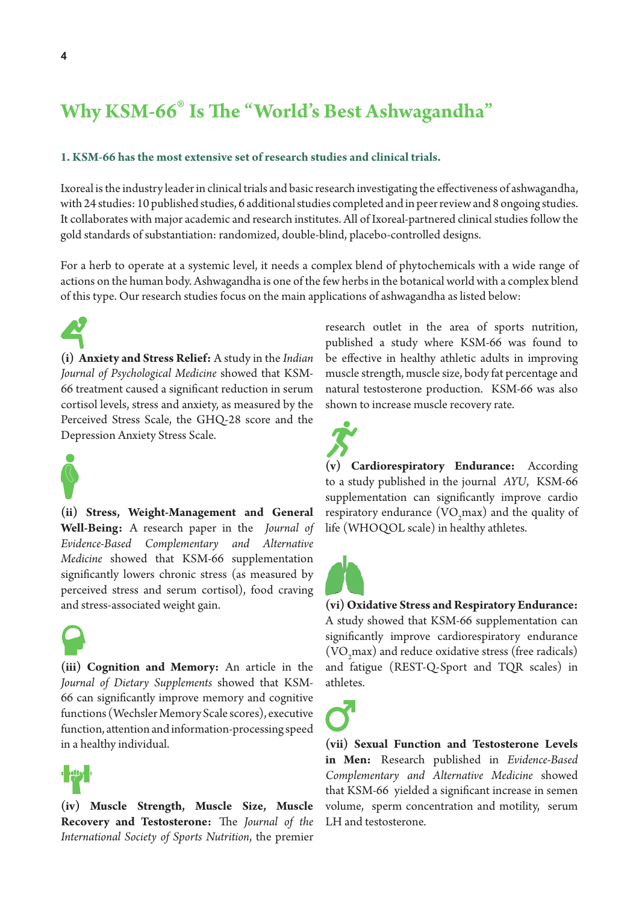# Why KSM-66® Is The "World's Best Ashwagandha"

**1. KSM-66 has the most extensive set of research studies and clinical trials.**

Ixoreal is the industry leader in clinical trials and basic research investigating the effectiveness of ashwagandha, with 24 studies: 10 published studies, 6 additional studies completed and in peer review and 8 ongoing studies. It collaborates with major academic and research institutes. All of Ixoreal-partnered clinical studies follow the gold standards of substantiation: randomized, double-blind, placebo-controlled designs.

For a herb to operate at a systemic level, it needs a complex blend of phytochemicals with a wide range of actions on the human body. Ashwagandha is one of the few herbs in the botanical world with a complex blend of this type. Our research studies focus on the main applications of ashwagandha as listed below:

**(i) Anxiety and Stress Relief:** A study in the *Indian Journal of Psychological Medicine* showed that KSM-66 treatment caused a significant reduction in serum cortisol levels, stress and anxiety, as measured by the Perceived Stress Scale, the GHQ-28 score and the Depression Anxiety Stress Scale.

**(ii) Stress, Weight-Management and General Well-Being:** A research paper in the *Journal of Evidence-Based Complementary and Alternative Medicine* showed that KSM-66 supplementation significantly lowers chronic stress (as measured by perceived stress and serum cortisol), food craving and stress-associated weight gain.

**(iii) Cognition and Memory:** An article in the *Journal of Dietary Supplements* showed that KSM-66 can significantly improve memory and cognitive functions (Wechsler Memory Scale scores), executive function, attention and information-processing speed in a healthy individual.

**(iv) Muscle Strength, Muscle Size, Muscle Recovery and Testosterone:** The *Journal of the International Society of Sports Nutrition*, the premier research outlet in the area of sports nutrition, published a study where KSM-66 was found to be effective in healthy athletic adults in improving muscle strength, muscle size, body fat percentage and natural testosterone production. KSM-66 was also shown to increase muscle recovery rate.

**(v) Cardiorespiratory Endurance:** According to a study published in the journal *AYU*, KSM-66 supplementation can significantly improve cardio respiratory endurance ($VO_2$max) and the quality of life (WHOQOL scale) in healthy athletes.

**(vi) Oxidative Stress and Respiratory Endurance:** A study showed that KSM-66 supplementation can significantly improve cardiorespiratory endurance ($VO_2$max) and reduce oxidative stress (free radicals) and fatigue (REST-Q-Sport and TQR scales) in athletes.

**(vii) Sexual Function and Testosterone Levels in Men:** Research published in *Evidence-Based Complementary and Alternative Medicine* showed that KSM-66 yielded a significant increase in semen volume, sperm concentration and motility, serum LH and testosterone.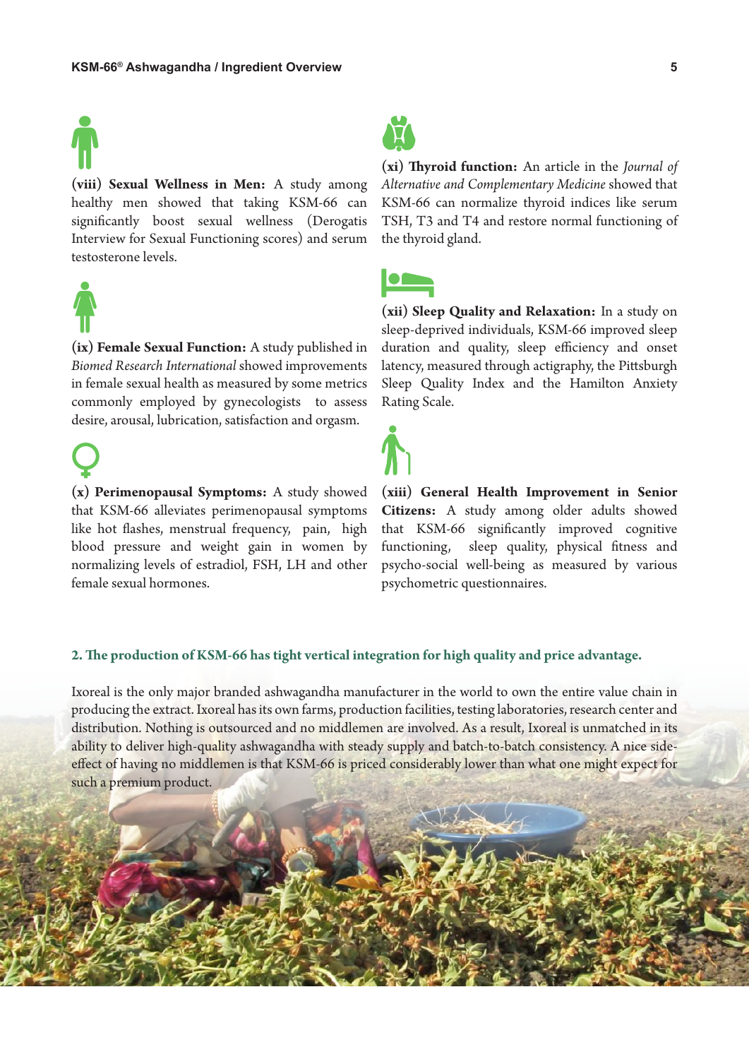**(viii) Sexual Wellness in Men:** A study among healthy men showed that taking KSM-66 can significantly boost sexual wellness (Derogatis Interview for Sexual Functioning scores) and serum testosterone levels.

**(ix) Female Sexual Function:** A study published in *Biomed Research International* showed improvements in female sexual health as measured by some metrics commonly employed by gynecologists to assess desire, arousal, lubrication, satisfaction and orgasm.

**(x) Perimenopausal Symptoms:** A study showed that KSM-66 alleviates perimenopausal symptoms like hot flashes, menstrual frequency, pain, high blood pressure and weight gain in women by normalizing levels of estradiol, FSH, LH and other female sexual hormones.

**(xi) Thyroid function:** An article in the *Journal of Alternative and Complementary Medicine* showed that KSM-66 can normalize thyroid indices like serum TSH, T3 and T4 and restore normal functioning of the thyroid gland.

**(xii) Sleep Quality and Relaxation:** In a study on sleep-deprived individuals, KSM-66 improved sleep duration and quality, sleep efficiency and onset latency, measured through actigraphy, the Pittsburgh Sleep Quality Index and the Hamilton Anxiety Rating Scale.

**(xiii) General Health Improvement in Senior Citizens:** A study among older adults showed that KSM-66 significantly improved cognitive functioning, sleep quality, physical fitness and psycho-social well-being as measured by various psychometric questionnaires.

## 2. The production of KSM-66 has tight vertical integration for high quality and price advantage.

Ixoreal is the only major branded ashwagandha manufacturer in the world to own the entire value chain in producing the extract. Ixoreal has its own farms, production facilities, testing laboratories, research center and distribution. Nothing is outsourced and no middlemen are involved. As a result, Ixoreal is unmatched in its ability to deliver high-quality ashwagandha with steady supply and batch-to-batch consistency. A nice side-effect of having no middlemen is that KSM-66 is priced considerably lower than what one might expect for such a premium product.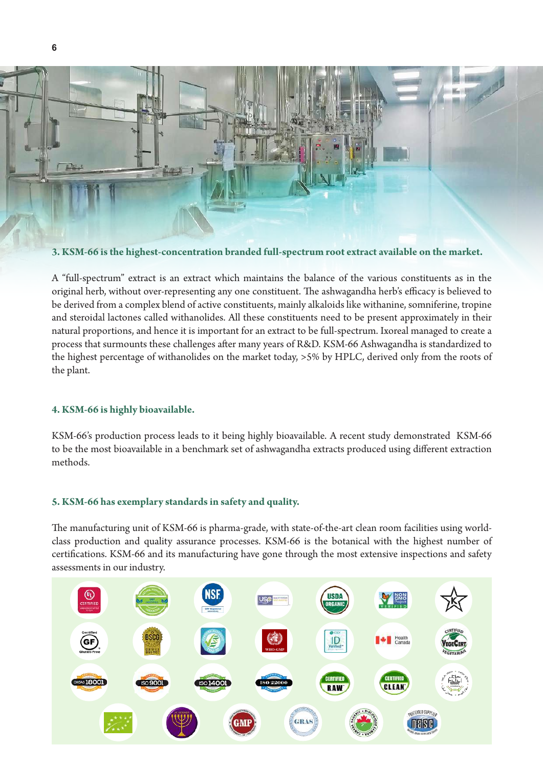### 3. KSM-66 is the highest-concentration branded full-spectrum root extract available on the market.

A "full-spectrum" extract is an extract which maintains the balance of the various constituents as in the original herb, without over-representing any one constituent. The ashwagandha herb's efficacy is believed to be derived from a complex blend of active constituents, mainly alkaloids like withanine, somniferine, tropine and steroidal lactones called withanolides. All these constituents need to be present approximately in their natural proportions, and hence it is important for an extract to be full-spectrum. Ixoreal managed to create a process that surmounts these challenges after many years of R&D. KSM-66 Ashwagandha is standardized to the highest percentage of withanolides on the market today, >5% by HPLC, derived only from the roots of the plant.

### 4. KSM-66 is highly bioavailable.

KSM-66's production process leads to it being highly bioavailable. A recent study demonstrated KSM-66 to be the most bioavailable in a benchmark set of ashwagandha extracts produced using different extraction methods.

### 5. KSM-66 has exemplary standards in safety and quality.

The manufacturing unit of KSM-66 is pharma-grade, with state-of-the-art clean room facilities using world-class production and quality assurance processes. KSM-66 is the botanical with the highest number of certifications. KSM-66 and its manufacturing have gone through the most extensive inspections and safety assessments in our industry.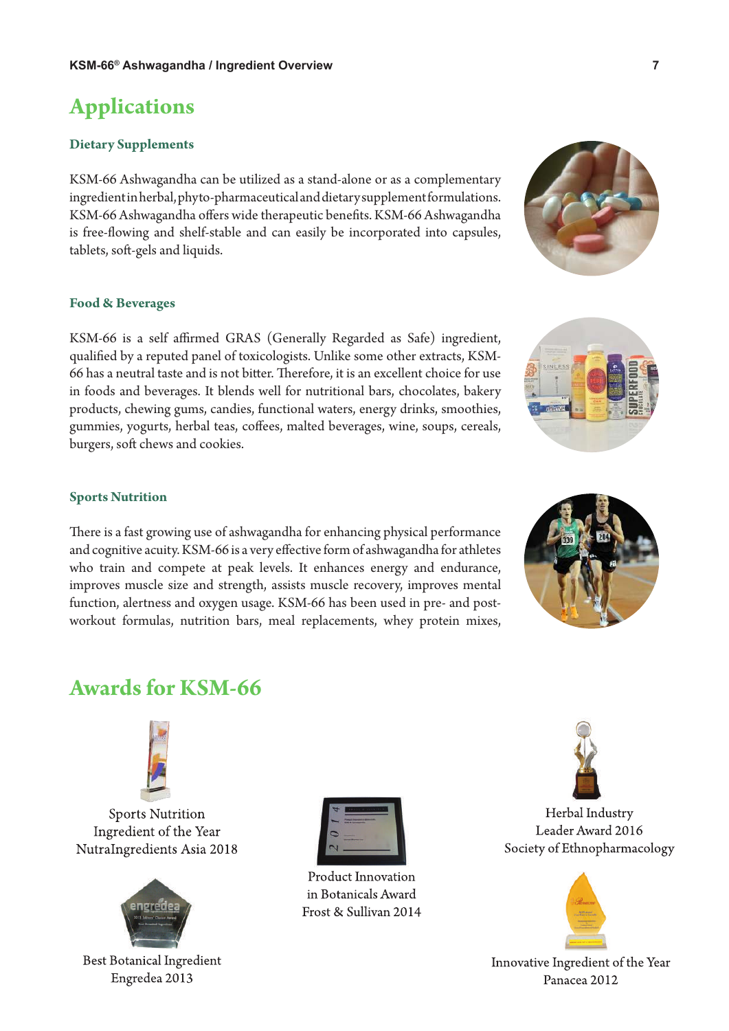## Applications

### Dietary Supplements

KSM-66 Ashwagandha can be utilized as a stand-alone or as a complementary ingredient in herbal, phyto-pharmaceutical and dietary supplement formulations. KSM-66 Ashwagandha offers wide therapeutic benefits. KSM-66 Ashwagandha is free-flowing and shelf-stable and can easily be incorporated into capsules, tablets, soft-gels and liquids.

### Food & Beverages

KSM-66 is a self affirmed GRAS (Generally Regarded as Safe) ingredient, qualified by a reputed panel of toxicologists. Unlike some other extracts, KSM-66 has a neutral taste and is not bitter. Therefore, it is an excellent choice for use in foods and beverages. It blends well for nutritional bars, chocolates, bakery products, chewing gums, candies, functional waters, energy drinks, smoothies, gummies, yogurts, herbal teas, coffees, malted beverages, wine, soups, cereals, burgers, soft chews and cookies.

### Sports Nutrition

There is a fast growing use of ashwagandha for enhancing physical performance and cognitive acuity. KSM-66 is a very effective form of ashwagandha for athletes who train and compete at peak levels. It enhances energy and endurance, improves muscle size and strength, assists muscle recovery, improves mental function, alertness and oxygen usage. KSM-66 has been used in pre- and post-workout formulas, nutrition bars, meal replacements, whey protein mixes,

## Awards for KSM-66

Sports Nutrition Ingredient of the Year NutraIngredients Asia 2018

Best Botanical Ingredient Engredea 2013

Product Innovation in Botanicals Award Frost & Sullivan 2014

Herbal Industry Leader Award 2016 Society of Ethnopharmacology

Innovative Ingredient of the Year Panacea 2012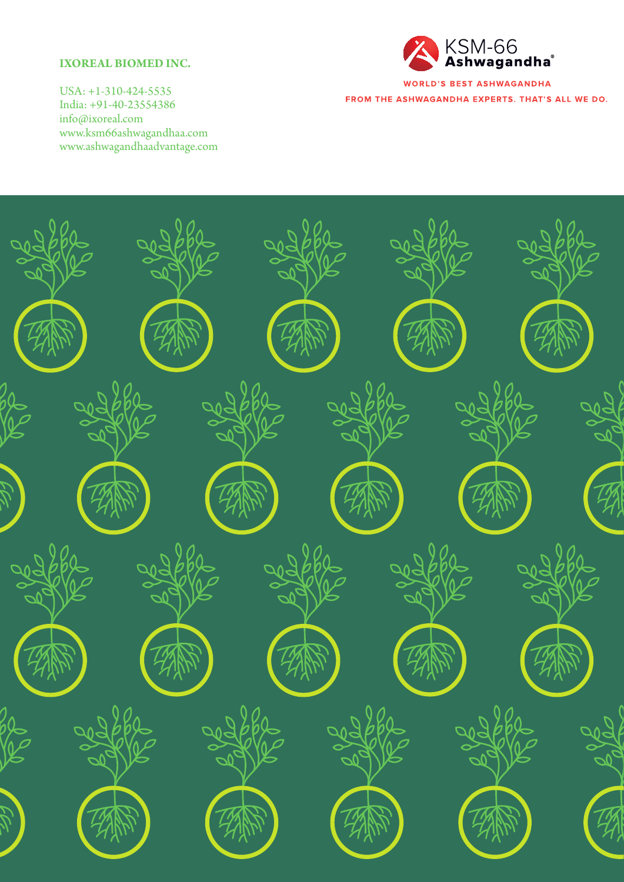**IXOREAL BIOMED INC.**

USA: +1-310-424-5535
India: +91-40-23554386
info@ixoreal.com
www.ksm66ashwagandhaa.com
www.ashwagandhaadvantage.com

KSM-66 Ashwagandha®

**WORLD'S BEST ASHWAGANDHA**

**FROM THE ASHWAGANDHA EXPERTS. THAT'S ALL WE DO.**